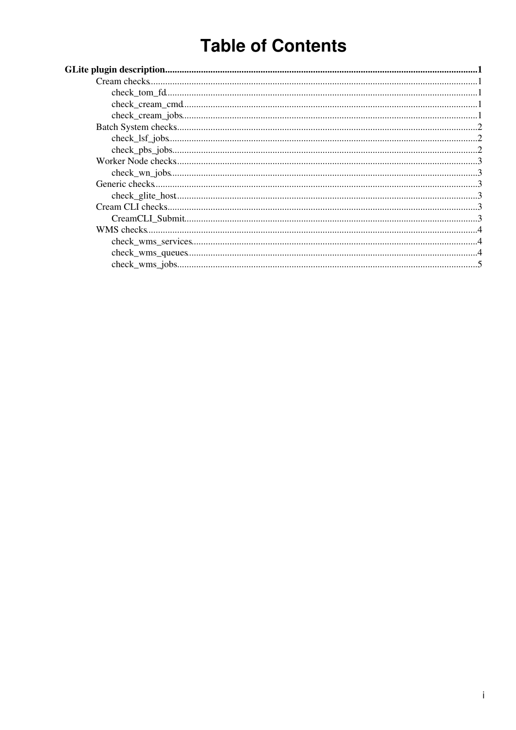# Table of Contents

**GLite plugin description....................................................................................................................................1**

- Cream checks........................................................................................................................1
  - check_tom_fd.................................................................................................................1
  - check_cream_cmd...........................................................................................................1
  - check_cream_jobs...........................................................................................................1
- Batch System checks............................................................................................................2
  - check_lsf_jobs................................................................................................................2
  - check_pbs_jobs...............................................................................................................2
- Worker Node checks.............................................................................................................3
  - check_wn_jobs................................................................................................................3
- Generic checks.......................................................................................................................3
  - check_glite_host.............................................................................................................3
- Cream CLI checks.................................................................................................................3
  - CreamCLI_Submit...........................................................................................................3
- WMS checks..........................................................................................................................4
  - check_wms_services........................................................................................................4
  - check_wms_queues.........................................................................................................4
  - check_wms_jobs..............................................................................................................5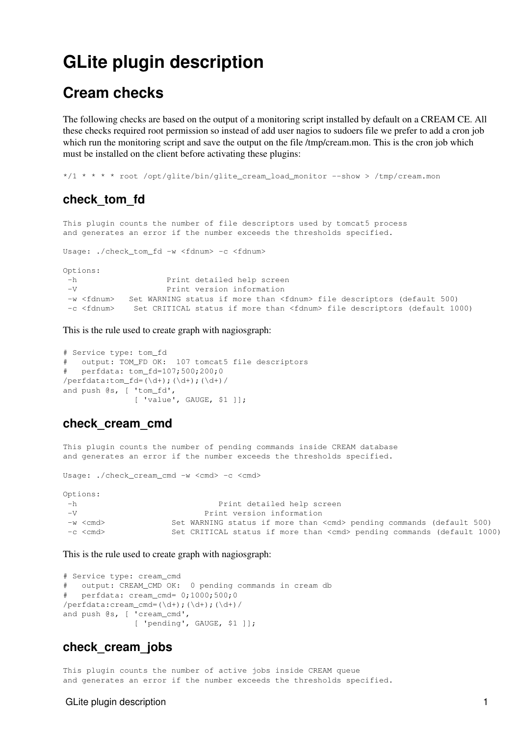# GLite plugin description

## Cream checks

The following checks are based on the output of a monitoring script installed by default on a CREAM CE. All these checks required root permission so instead of add user nagios to sudoers file we prefer to add a cron job which run the monitoring script and save the output on the file /tmp/cream.mon. This is the cron job which must be installed on the client before activating these plugins:

```
*/1 * * * * root /opt/glite/bin/glite_cream_load_monitor --show > /tmp/cream.mon
```

### check_tom_fd

```
This plugin counts the number of file descriptors used by tomcat5 process
and generates an error if the number exceeds the thresholds specified.

Usage: ./check_tom_fd -w <fdnum> -c <fdnum>

Options:
 -h                   Print detailed help screen
 -V                   Print version information
 -w <fdnum>   Set WARNING status if more than <fdnum> file descriptors (default 500)
 -c <fdnum>    Set CRITICAL status if more than <fdnum> file descriptors (default 1000)
```

This is the rule used to create graph with nagiosgraph:

```
# Service type: tom_fd
#   output: TOM_FD OK:  107 tomcat5 file descriptors
#   perfdata: tom_fd=107;500;200;0
/perfdata:tom_fd=(\d+);(\d+);(\d+)/
and push @s, [ 'tom_fd',
               [ 'value', GAUGE, $1 ]];
```

### check_cream_cmd

```
This plugin counts the number of pending commands inside CREAM database
and generates an error if the number exceeds the thresholds specified.

Usage: ./check_cream_cmd -w <cmd> -c <cmd>

Options:
 -h                              Print detailed help screen
 -V                           Print version information
 -w <cmd>             Set WARNING status if more than <cmd> pending commands (default 500)
 -c <cmd>             Set CRITICAL status if more than <cmd> pending commands (default 1000)
```

This is the rule used to create graph with nagiosgraph:

```
# Service type: cream_cmd
#   output: CREAM_CMD OK:  0 pending commands in cream db
#   perfdata: cream_cmd= 0;1000;500;0
/perfdata:cream_cmd=(\d+);(\d+);(\d+)/
and push @s, [ 'cream_cmd',
               [ 'pending', GAUGE, $1 ]];
```

### check_cream_jobs

```
This plugin counts the number of active jobs inside CREAM queue
and generates an error if the number exceeds the thresholds specified.
```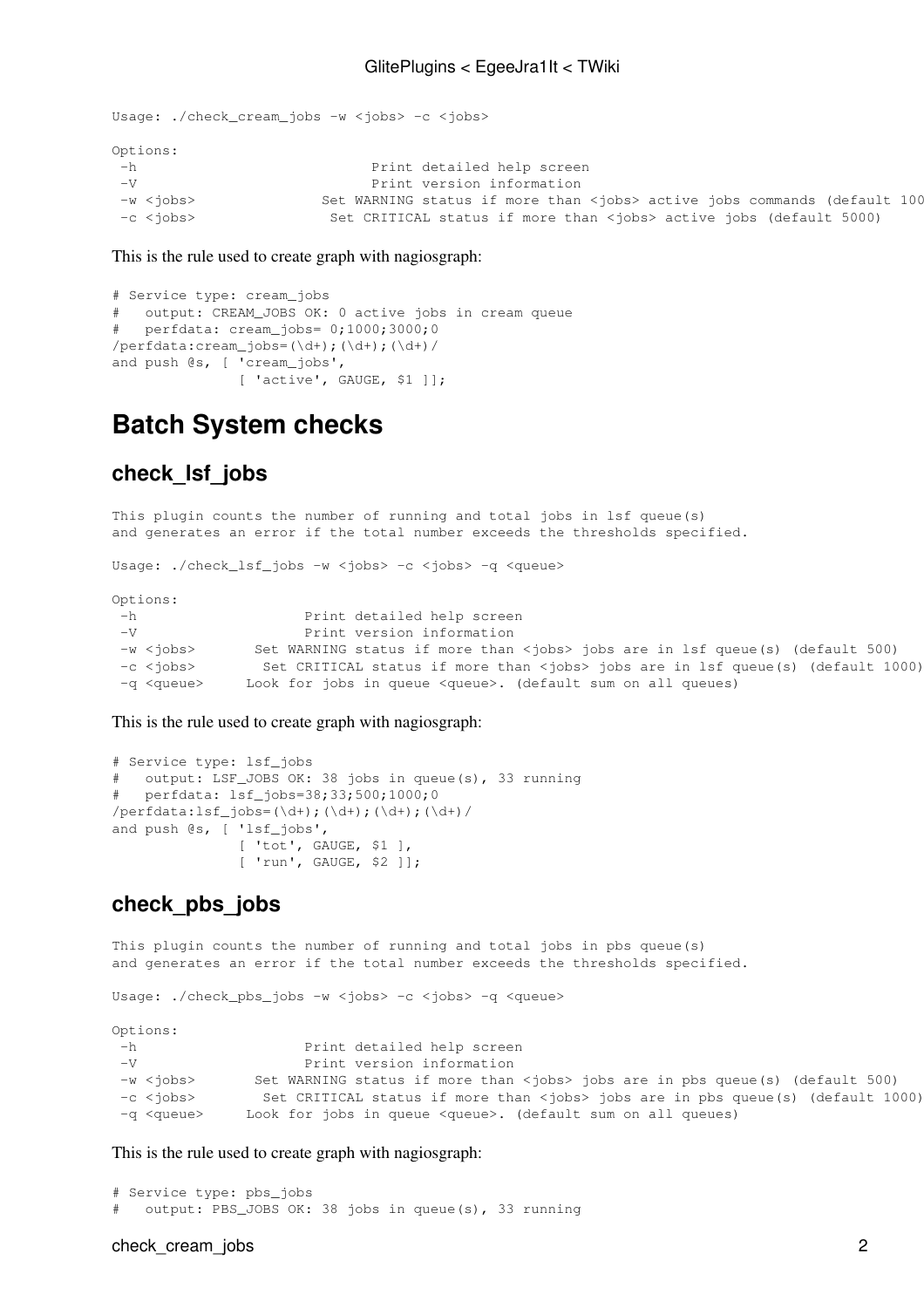```
Usage: ./check_cream_jobs -w <jobs> -c <jobs>

Options:
 -h                            Print detailed help screen
 -V                            Print version information
 -w <jobs>               Set WARNING status if more than <jobs> active jobs commands (default 100
 -c <jobs>                Set CRITICAL status if more than <jobs> active jobs (default 5000)
```

This is the rule used to create graph with nagiosgraph:

```
# Service type: cream_jobs
#   output: CREAM_JOBS OK: 0 active jobs in cream queue
#   perfdata: cream_jobs= 0;1000;3000;0
/perfdata:cream_jobs=(\d+);(\d+);(\d+)/
and push @s, [ 'cream_jobs',
               [ 'active', GAUGE, $1 ]];
```

# Batch System checks

## check_lsf_jobs

```
This plugin counts the number of running and total jobs in lsf queue(s)
and generates an error if the total number exceeds the thresholds specified.

Usage: ./check_lsf_jobs -w <jobs> -c <jobs> -q <queue>

Options:
 -h                    Print detailed help screen
 -V                    Print version information
 -w <jobs>       Set WARNING status if more than <jobs> jobs are in lsf queue(s) (default 500)
 -c <jobs>        Set CRITICAL status if more than <jobs> jobs are in lsf queue(s) (default 1000)
 -q <queue>     Look for jobs in queue <queue>. (default sum on all queues)
```

This is the rule used to create graph with nagiosgraph:

```
# Service type: lsf_jobs
#   output: LSF_JOBS OK: 38 jobs in queue(s), 33 running
#   perfdata: lsf_jobs=38;33;500;1000;0
/perfdata:lsf_jobs=(\d+);(\d+);(\d+);(\d+)/
and push @s, [ 'lsf_jobs',
               [ 'tot', GAUGE, $1 ],
               [ 'run', GAUGE, $2 ]];
```

## check_pbs_jobs

```
This plugin counts the number of running and total jobs in pbs queue(s)
and generates an error if the total number exceeds the thresholds specified.

Usage: ./check_pbs_jobs -w <jobs> -c <jobs> -q <queue>

Options:
 -h                    Print detailed help screen
 -V                    Print version information
 -w <jobs>       Set WARNING status if more than <jobs> jobs are in pbs queue(s) (default 500)
 -c <jobs>        Set CRITICAL status if more than <jobs> jobs are in pbs queue(s) (default 1000)
 -q <queue>     Look for jobs in queue <queue>. (default sum on all queues)
```

This is the rule used to create graph with nagiosgraph:

```
# Service type: pbs_jobs
#   output: PBS_JOBS OK: 38 jobs in queue(s), 33 running
```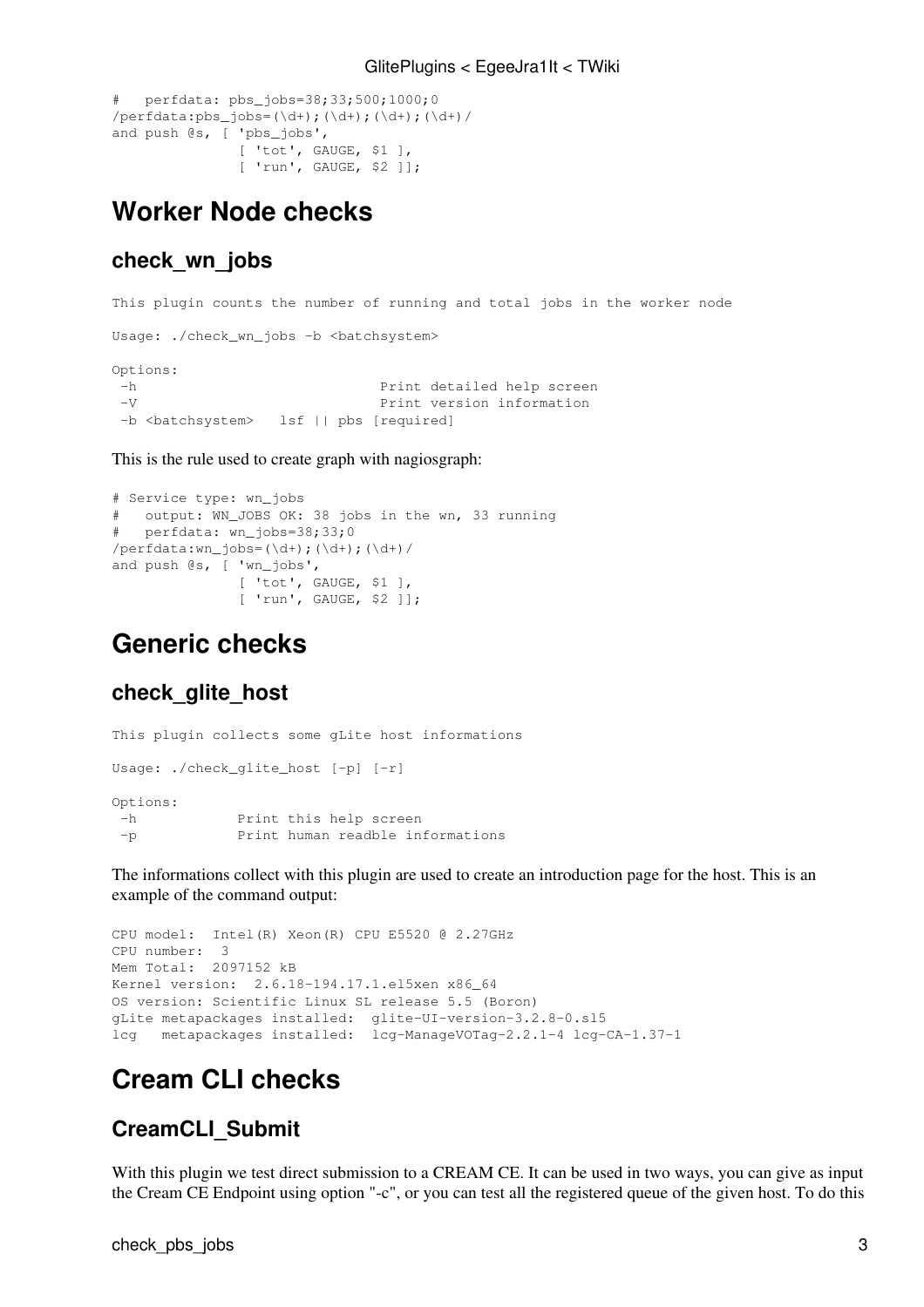```
#   perfdata: pbs_jobs=38;33;500;1000;0
/perfdata:pbs_jobs=(\d+);(\d+);(\d+);(\d+)/
and push @s, [ 'pbs_jobs',
              [ 'tot', GAUGE, $1 ],
              [ 'run', GAUGE, $2 ]];
```

# Worker Node checks

## check_wn_jobs

```
This plugin counts the number of running and total jobs in the worker node

Usage: ./check_wn_jobs -b <batchsystem>

Options:
 -h                             Print detailed help screen
 -V                             Print version information
 -b <batchsystem>   lsf || pbs [required]
```

This is the rule used to create graph with nagiosgraph:

```
# Service type: wn_jobs
#   output: WN_JOBS OK: 38 jobs in the wn, 33 running
#   perfdata: wn_jobs=38;33;0
/perfdata:wn_jobs=(\d+);(\d+);(\d+)/
and push @s, [ 'wn_jobs',
              [ 'tot', GAUGE, $1 ],
              [ 'run', GAUGE, $2 ]];
```

# Generic checks

## check_glite_host

```
This plugin collects some gLite host informations

Usage: ./check_glite_host [-p] [-r]

Options:
 -h            Print this help screen
 -p            Print human readble informations
```

The informations collect with this plugin are used to create an introduction page for the host. This is an example of the command output:

```
CPU model:  Intel(R) Xeon(R) CPU E5520 @ 2.27GHz
CPU number:  3
Mem Total:  2097152 kB
Kernel version:  2.6.18-194.17.1.el5xen x86_64
OS version: Scientific Linux SL release 5.5 (Boron)
gLite metapackages installed:  glite-UI-version-3.2.8-0.sl5
lcg   metapackages installed:  lcg-ManageVOTag-2.2.1-4 lcg-CA-1.37-1
```

# Cream CLI checks

## CreamCLI_Submit

With this plugin we test direct submission to a CREAM CE. It can be used in two ways, you can give as input the Cream CE Endpoint using option "-c", or you can test all the registered queue of the given host. To do this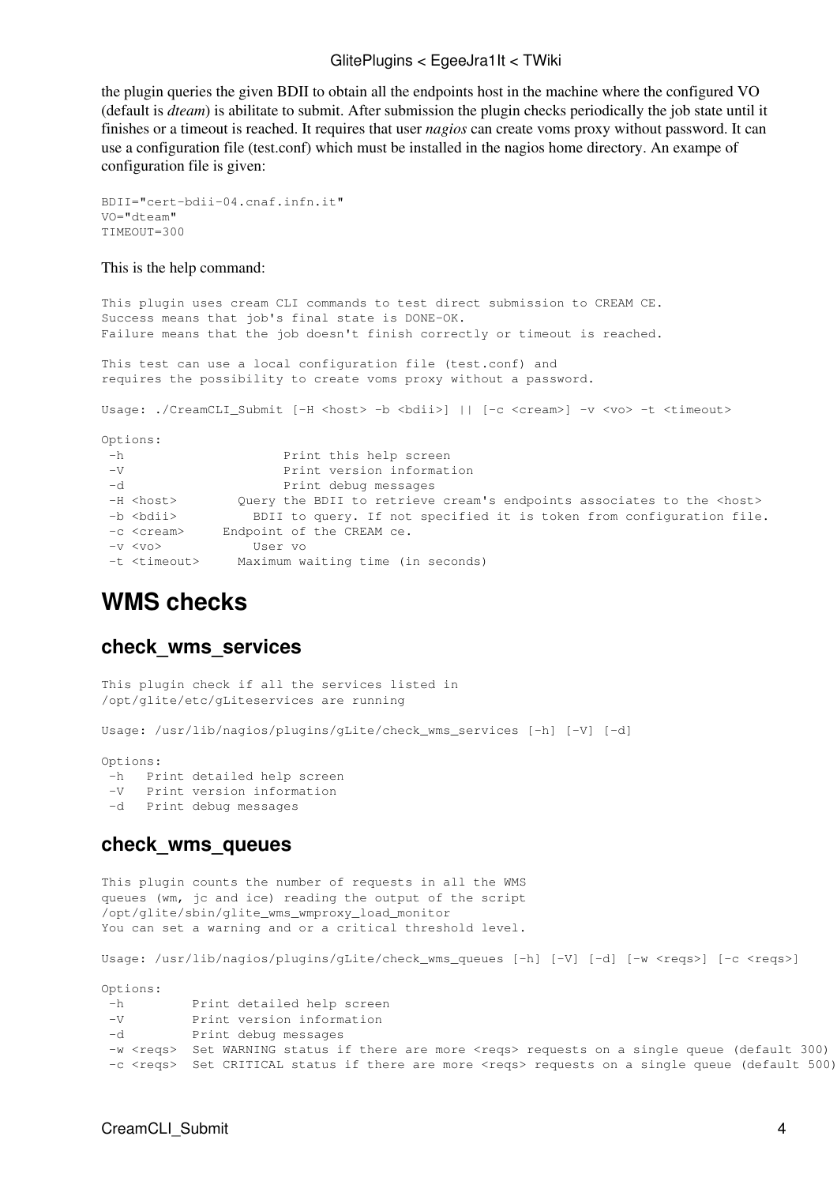the plugin queries the given BDII to obtain all the endpoints host in the machine where the configured VO (default is *dteam*) is abilitate to submit. After submission the plugin checks periodically the job state until it finishes or a timeout is reached. It requires that user *nagios* can create voms proxy without password. It can use a configuration file (test.conf) which must be installed in the nagios home directory. An exampe of configuration file is given:

```
BDII="cert-bdii-04.cnaf.infn.it"
VO="dteam"
TIMEOUT=300
```

This is the help command:

```
This plugin uses cream CLI commands to test direct submission to CREAM CE.
Success means that job's final state is DONE-OK.
Failure means that the job doesn't finish correctly or timeout is reached.

This test can use a local configuration file (test.conf) and
requires the possibility to create voms proxy without a password.

Usage: ./CreamCLI_Submit [-H <host> -b <bdii>] || [-c <cream>] -v <vo> -t <timeout>

Options:
 -h                     Print this help screen
 -V                     Print version information
 -d                     Print debug messages
 -H <host>        Query the BDII to retrieve cream's endpoints associates to the <host>
 -b <bdii>          BDII to query. If not specified it is token from configuration file.
 -c <cream>     Endpoint of the CREAM ce.
 -v <vo>            User vo
 -t <timeout>     Maximum waiting time (in seconds)
```

# WMS checks

## check_wms_services

```
This plugin check if all the services listed in
/opt/glite/etc/gLiteservices are running

Usage: /usr/lib/nagios/plugins/gLite/check_wms_services [-h] [-V] [-d]

Options:
 -h   Print detailed help screen
 -V   Print version information
 -d   Print debug messages
```

## check_wms_queues

```
This plugin counts the number of requests in all the WMS
queues (wm, jc and ice) reading the output of the script
/opt/glite/sbin/glite_wms_wmproxy_load_monitor
You can set a warning and or a critical threshold level.

Usage: /usr/lib/nagios/plugins/gLite/check_wms_queues [-h] [-V] [-d] [-w <reqs>] [-c <reqs>]

Options:
 -h         Print detailed help screen
 -V         Print version information
 -d         Print debug messages
 -w <reqs>  Set WARNING status if there are more <reqs> requests on a single queue (default 300)
 -c <reqs>  Set CRITICAL status if there are more <reqs> requests on a single queue (default 500)
```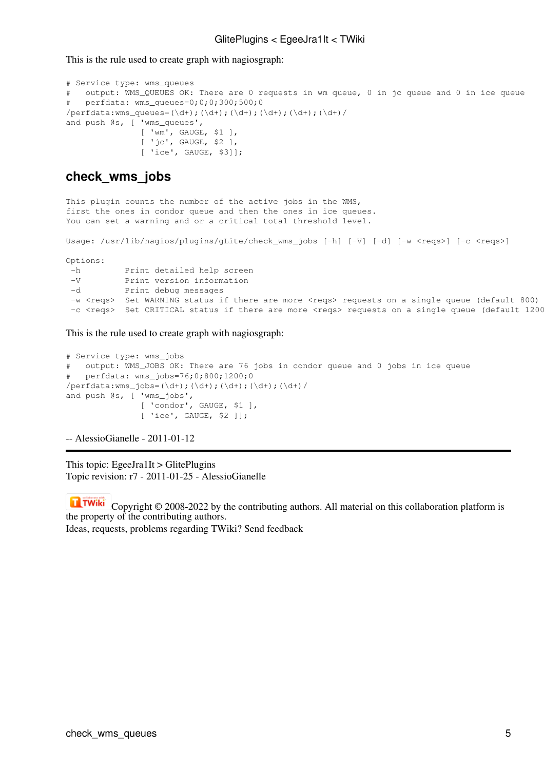This is the rule used to create graph with nagiosgraph:

```
# Service type: wms_queues
#   output: WMS_QUEUES OK: There are 0 requests in wm queue, 0 in jc queue and 0 in ice queue
#   perfdata: wms_queues=0;0;0;300;500;0
/perfdata:wms_queues=(\d+);(\d+);(\d+);(\d+);(\d+);(\d+)/
and push @s, [ 'wms_queues',
               [ 'wm', GAUGE, $1 ],
               [ 'jc', GAUGE, $2 ],
               [ 'ice', GAUGE, $3]];
```

## check_wms_jobs

```
This plugin counts the number of the active jobs in the WMS,
first the ones in condor queue and then the ones in ice queues.
You can set a warning and or a critical total threshold level.

Usage: /usr/lib/nagios/plugins/gLite/check_wms_jobs [-h] [-V] [-d] [-w <reqs>] [-c <reqs>]

Options:
 -h         Print detailed help screen
 -V         Print version information
 -d         Print debug messages
 -w <reqs>  Set WARNING status if there are more <reqs> requests on a single queue (default 800)
 -c <reqs>  Set CRITICAL status if there are more <reqs> requests on a single queue (default 1200
```

This is the rule used to create graph with nagiosgraph:

```
# Service type: wms_jobs
#   output: WMS_JOBS OK: There are 76 jobs in condor queue and 0 jobs in ice queue
#   perfdata: wms_jobs=76;0;800;1200;0
/perfdata:wms_jobs=(\d+);(\d+);(\d+);(\d+);(\d+)/
and push @s, [ 'wms_jobs',
               [ 'condor', GAUGE, $1 ],
               [ 'ice', GAUGE, $2 ]];
```

-- AlessioGianelle - 2011-01-12

---

This topic: EgeeJra1It > GlitePlugins
Topic revision: r7 - 2011-01-25 - AlessioGianelle

Copyright © 2008-2022 by the contributing authors. All material on this collaboration platform is the property of the contributing authors.
Ideas, requests, problems regarding TWiki? Send feedback